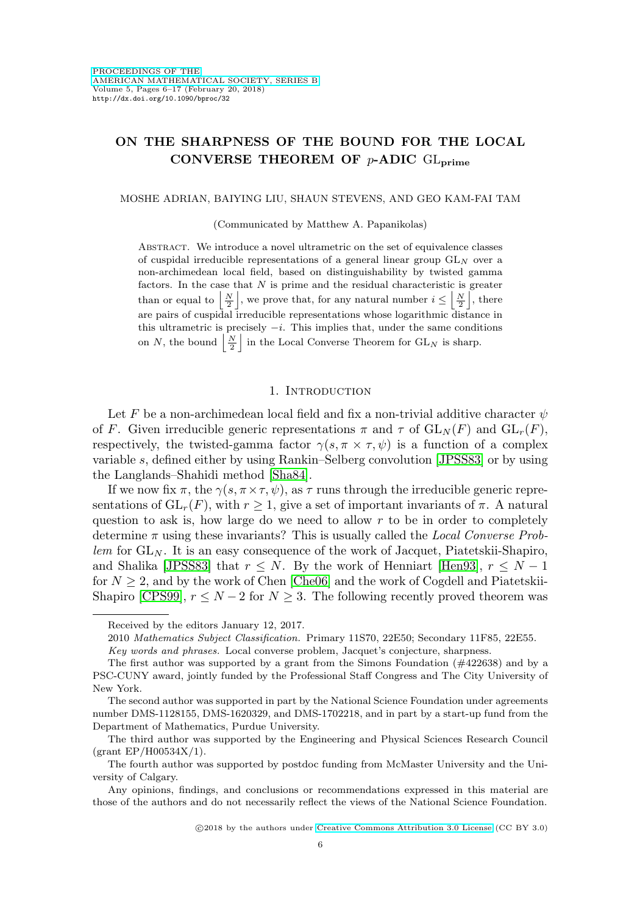# ON THE SHARPNESS OF THE BOUND FOR THE LOCAL CONVERSE THEOREM OF $p$-ADIC $\mathrm{GL}_{\text{prime}}$

MOSHE ADRIAN, BAIYING LIU, SHAUN STEVENS, AND GEO KAM-FAI TAM

(Communicated by Matthew A. Papanikolas)

Abstract. We introduce a novel ultrametric on the set of equivalence classes of cuspidal irreducible representations of a general linear group $\mathrm{GL}_N$ over a non-archimedean local field, based on distinguishability by twisted gamma factors. In the case that $N$ is prime and the residual characteristic is greater than or equal to $\left\lfloor \frac{N}{2} \right\rfloor$, we prove that, for any natural number $i \leq \left\lfloor \frac{N}{2} \right\rfloor$, there are pairs of cuspidal irreducible representations whose logarithmic distance in this ultrametric is precisely $-i$. This implies that, under the same conditions on $N$, the bound $\left\lfloor \frac{N}{2} \right\rfloor$ in the Local Converse Theorem for $\mathrm{GL}_N$ is sharp.

## 1. Introduction

Let $F$ be a non-archimedean local field and fix a non-trivial additive character $\psi$ of $F$. Given irreducible generic representations $\pi$ and $\tau$ of $\mathrm{GL}_N(F)$ and $\mathrm{GL}_r(F)$, respectively, the twisted-gamma factor $\gamma(s, \pi \times \tau, \psi)$ is a function of a complex variable $s$, defined either by using Rankin–Selberg convolution [JPSS83] or by using the Langlands–Shahidi method [Sha84].

If we now fix $\pi$, the $\gamma(s, \pi \times \tau, \psi)$, as $\tau$ runs through the irreducible generic representations of $\mathrm{GL}_r(F)$, with $r \geq 1$, give a set of important invariants of $\pi$. A natural question to ask is, how large do we need to allow $r$ to be in order to completely determine $\pi$ using these invariants? This is usually called the *Local Converse Problem* for $\mathrm{GL}_N$. It is an easy consequence of the work of Jacquet, Piatetskii-Shapiro, and Shalika [JPSS83] that $r \leq N$. By the work of Henniart [Hen93], $r \leq N-1$ for $N \geq 2$, and by the work of Chen [Che06] and the work of Cogdell and Piatetskii-Shapiro [CPS99], $r \leq N-2$ for $N \geq 3$. The following recently proved theorem was

---

Received by the editors January 12, 2017.

2010 *Mathematics Subject Classification.* Primary 11S70, 22E50; Secondary 11F85, 22E55.

*Key words and phrases.* Local converse problem, Jacquet's conjecture, sharpness.

The first author was supported by a grant from the Simons Foundation (#422638) and by a PSC-CUNY award, jointly funded by the Professional Staff Congress and The City University of New York.

The second author was supported in part by the National Science Foundation under agreements number DMS-1128155, DMS-1620329, and DMS-1702218, and in part by a start-up fund from the Department of Mathematics, Purdue University.

The third author was supported by the Engineering and Physical Sciences Research Council (grant EP/H00534X/1).

The fourth author was supported by postdoc funding from McMaster University and the University of Calgary.

Any opinions, findings, and conclusions or recommendations expressed in this material are those of the authors and do not necessarily reflect the views of the National Science Foundation.

©2018 by the authors under Creative Commons Attribution 3.0 License (CC BY 3.0)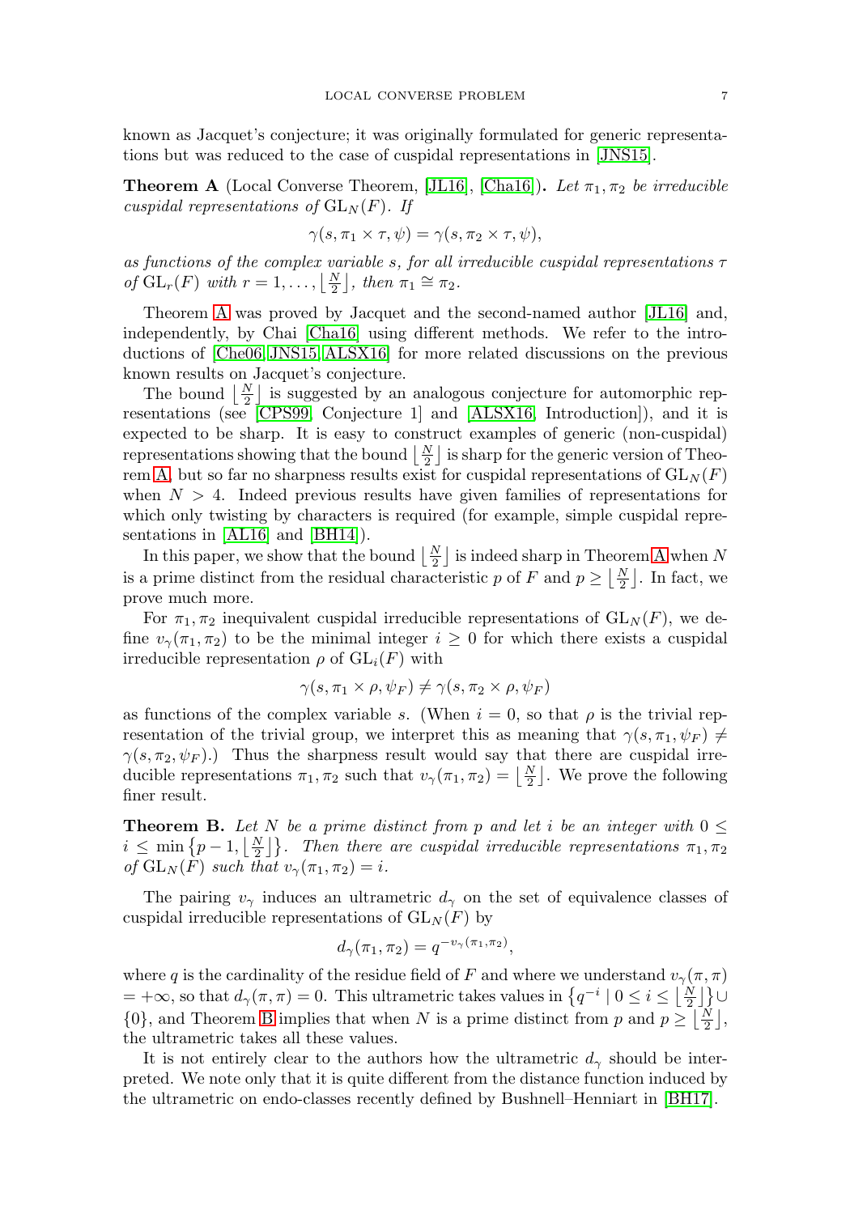known as Jacquet's conjecture; it was originally formulated for generic representations but was reduced to the case of cuspidal representations in [JNS15].

**Theorem A** (Local Converse Theorem, [JL16], [Cha16])**.** *Let $\pi_1, \pi_2$ be irreducible cuspidal representations of $\mathrm{GL}_N(F)$. If*

$$\gamma(s, \pi_1 \times \tau, \psi) = \gamma(s, \pi_2 \times \tau, \psi),$$

*as functions of the complex variable $s$, for all irreducible cuspidal representations $\tau$ of $\mathrm{GL}_r(F)$ with $r = 1, \ldots, \lfloor \frac{N}{2} \rfloor$, then $\pi_1 \cong \pi_2$.*

Theorem A was proved by Jacquet and the second-named author [JL16] and, independently, by Chai [Cha16] using different methods. We refer to the introductions of [Che06, JNS15, ALSX16] for more related discussions on the previous known results on Jacquet's conjecture.

The bound $\lfloor \frac{N}{2} \rfloor$ is suggested by an analogous conjecture for automorphic representations (see [CPS99, Conjecture 1] and [ALSX16, Introduction]), and it is expected to be sharp. It is easy to construct examples of generic (non-cuspidal) representations showing that the bound $\lfloor \frac{N}{2} \rfloor$ is sharp for the generic version of Theorem A, but so far no sharpness results exist for cuspidal representations of $\mathrm{GL}_N(F)$ when $N > 4$. Indeed previous results have given families of representations for which only twisting by characters is required (for example, simple cuspidal representations in [AL16] and [BH14]).

In this paper, we show that the bound $\lfloor \frac{N}{2} \rfloor$ is indeed sharp in Theorem A when $N$ is a prime distinct from the residual characteristic $p$ of $F$ and $p \geq \lfloor \frac{N}{2} \rfloor$. In fact, we prove much more.

For $\pi_1, \pi_2$ inequivalent cuspidal irreducible representations of $\mathrm{GL}_N(F)$, we define $v_\gamma(\pi_1, \pi_2)$ to be the minimal integer $i \geq 0$ for which there exists a cuspidal irreducible representation $\rho$ of $\mathrm{GL}_i(F)$ with

$$\gamma(s, \pi_1 \times \rho, \psi_F) \neq \gamma(s, \pi_2 \times \rho, \psi_F)$$

as functions of the complex variable $s$. (When $i = 0$, so that $\rho$ is the trivial representation of the trivial group, we interpret this as meaning that $\gamma(s, \pi_1, \psi_F) \neq \gamma(s, \pi_2, \psi_F)$.) Thus the sharpness result would say that there are cuspidal irreducible representations $\pi_1, \pi_2$ such that $v_\gamma(\pi_1, \pi_2) = \lfloor \frac{N}{2} \rfloor$. We prove the following finer result.

**Theorem B.** *Let $N$ be a prime distinct from $p$ and let $i$ be an integer with $0 \leq i \leq \min\left\{p-1, \lfloor \frac{N}{2} \rfloor\right\}$. Then there are cuspidal irreducible representations $\pi_1, \pi_2$ of $\mathrm{GL}_N(F)$ such that $v_\gamma(\pi_1, \pi_2) = i$.*

The pairing $v_\gamma$ induces an ultrametric $d_\gamma$ on the set of equivalence classes of cuspidal irreducible representations of $\mathrm{GL}_N(F)$ by

$$d_\gamma(\pi_1, \pi_2) = q^{-v_\gamma(\pi_1, \pi_2)},$$

where $q$ is the cardinality of the residue field of $F$ and where we understand $v_\gamma(\pi, \pi) = +\infty$, so that $d_\gamma(\pi, \pi) = 0$. This ultrametric takes values in $\left\{q^{-i} \mid 0 \leq i \leq \lfloor \frac{N}{2} \rfloor\right\} \cup \{0\}$, and Theorem B implies that when $N$ is a prime distinct from $p$ and $p \geq \lfloor \frac{N}{2} \rfloor$, the ultrametric takes all these values.

It is not entirely clear to the authors how the ultrametric $d_\gamma$ should be interpreted. We note only that it is quite different from the distance function induced by the ultrametric on endo-classes recently defined by Bushnell–Henniart in [BH17].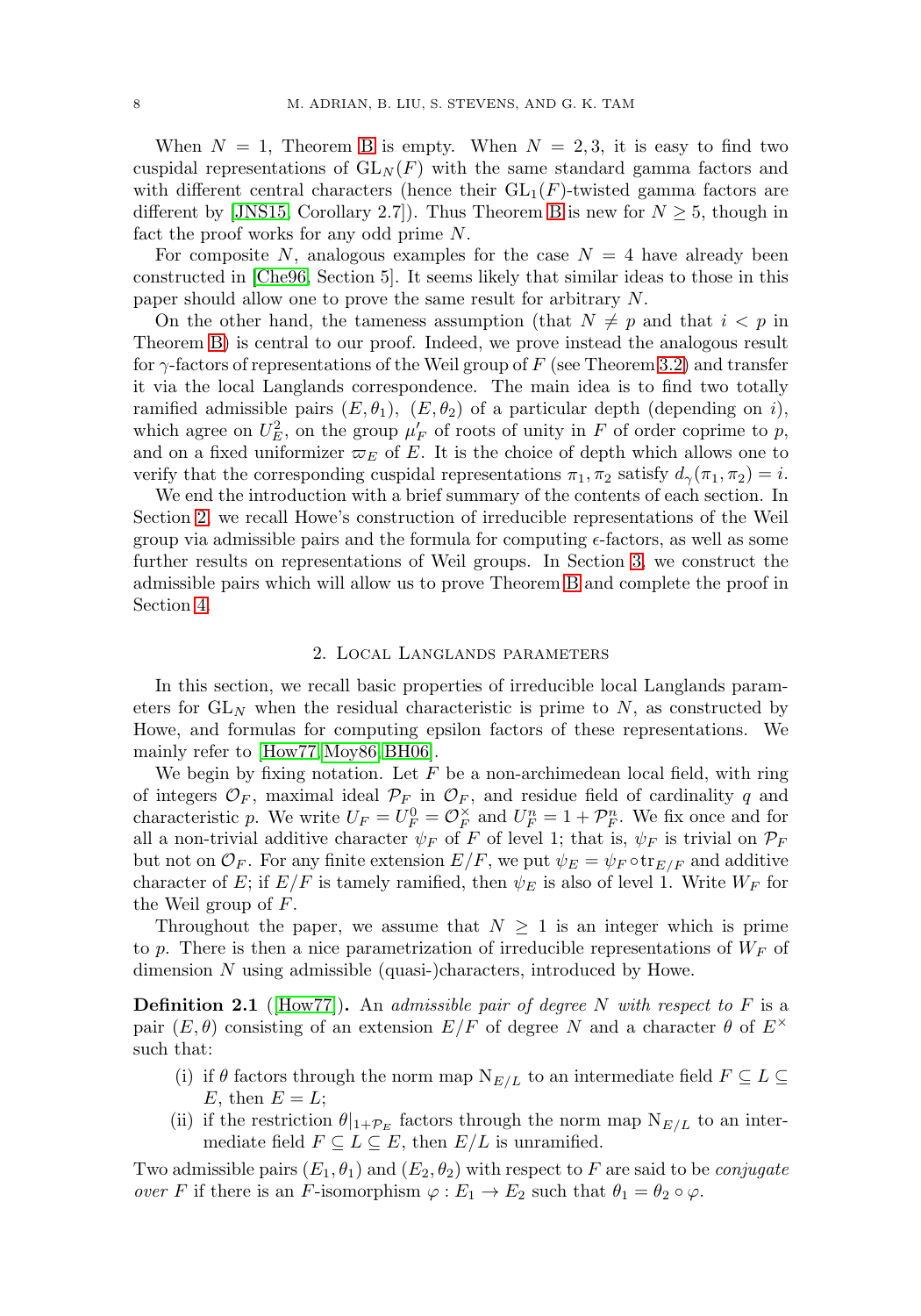When $N = 1$, Theorem B is empty. When $N = 2, 3$, it is easy to find two cuspidal representations of $\mathrm{GL}_N(F)$ with the same standard gamma factors and with different central characters (hence their $\mathrm{GL}_1(F)$-twisted gamma factors are different by [JNS15, Corollary 2.7]). Thus Theorem B is new for $N \geq 5$, though in fact the proof works for any odd prime $N$.

For composite $N$, analogous examples for the case $N = 4$ have already been constructed in [Che96, Section 5]. It seems likely that similar ideas to those in this paper should allow one to prove the same result for arbitrary $N$.

On the other hand, the tameness assumption (that $N \neq p$ and that $i < p$ in Theorem B) is central to our proof. Indeed, we prove instead the analogous result for $\gamma$-factors of representations of the Weil group of $F$ (see Theorem 3.2) and transfer it via the local Langlands correspondence. The main idea is to find two totally ramified admissible pairs $(E, \theta_1)$, $(E, \theta_2)$ of a particular depth (depending on $i$), which agree on $U_E^2$, on the group $\mu_F'$ of roots of unity in $F$ of order coprime to $p$, and on a fixed uniformizer $\varpi_E$ of $E$. It is the choice of depth which allows one to verify that the corresponding cuspidal representations $\pi_1, \pi_2$ satisfy $d_\gamma(\pi_1, \pi_2) = i$.

We end the introduction with a brief summary of the contents of each section. In Section 2, we recall Howe's construction of irreducible representations of the Weil group via admissible pairs and the formula for computing $\epsilon$-factors, as well as some further results on representations of Weil groups. In Section 3, we construct the admissible pairs which will allow us to prove Theorem B and complete the proof in Section 4.

## 2. Local Langlands parameters

In this section, we recall basic properties of irreducible local Langlands parameters for $\mathrm{GL}_N$ when the residual characteristic is prime to $N$, as constructed by Howe, and formulas for computing epsilon factors of these representations. We mainly refer to [How77, Moy86, BH06].

We begin by fixing notation. Let $F$ be a non-archimedean local field, with ring of integers $\mathcal{O}_F$, maximal ideal $\mathcal{P}_F$ in $\mathcal{O}_F$, and residue field of cardinality $q$ and characteristic $p$. We write $U_F = U_F^0 = \mathcal{O}_F^\times$ and $U_F^n = 1 + \mathcal{P}_F^n$. We fix once and for all a non-trivial additive character $\psi_F$ of $F$ of level 1; that is, $\psi_F$ is trivial on $\mathcal{P}_F$ but not on $\mathcal{O}_F$. For any finite extension $E/F$, we put $\psi_E = \psi_F \circ \mathrm{tr}_{E/F}$ and additive character of $E$; if $E/F$ is tamely ramified, then $\psi_E$ is also of level 1. Write $W_F$ for the Weil group of $F$.

Throughout the paper, we assume that $N \geq 1$ is an integer which is prime to $p$. There is then a nice parametrization of irreducible representations of $W_F$ of dimension $N$ using admissible (quasi-)characters, introduced by Howe.

**Definition 2.1** ([How77]). An *admissible pair of degree $N$ with respect to $F$* is a pair $(E, \theta)$ consisting of an extension $E/F$ of degree $N$ and a character $\theta$ of $E^\times$ such that:

- (i) if $\theta$ factors through the norm map $\mathrm{N}_{E/L}$ to an intermediate field $F \subseteq L \subseteq E$, then $E = L$;
- (ii) if the restriction $\theta|_{1+\mathcal{P}_E}$ factors through the norm map $\mathrm{N}_{E/L}$ to an intermediate field $F \subseteq L \subseteq E$, then $E/L$ is unramified.

Two admissible pairs $(E_1, \theta_1)$ and $(E_2, \theta_2)$ with respect to $F$ are said to be *conjugate over $F$* if there is an $F$-isomorphism $\varphi : E_1 \to E_2$ such that $\theta_1 = \theta_2 \circ \varphi$.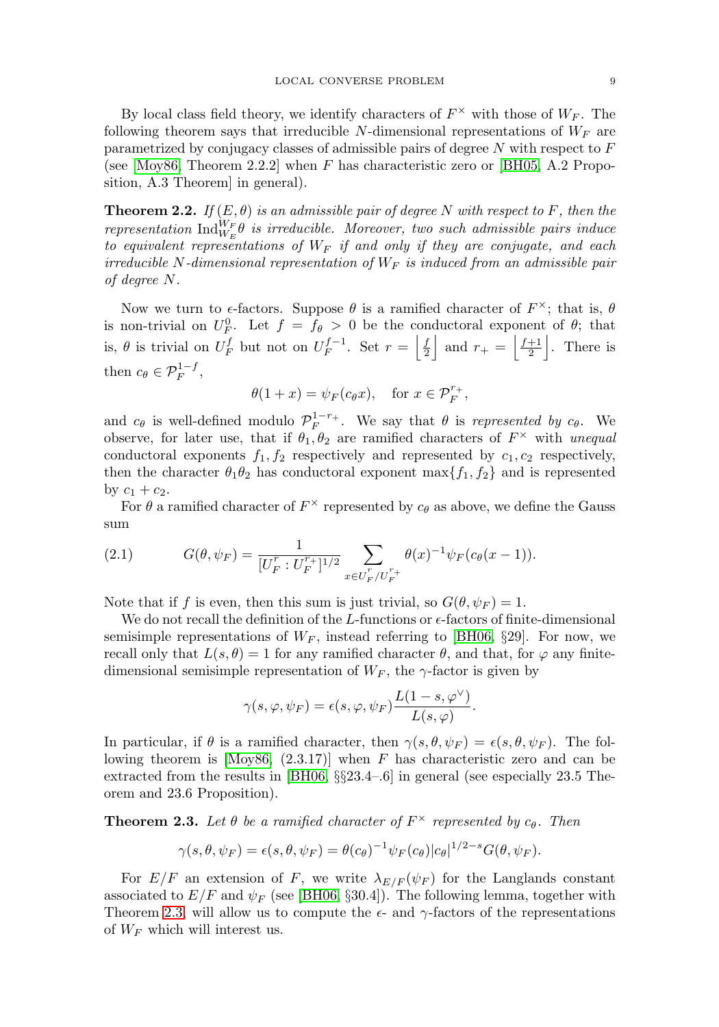By local class field theory, we identify characters of $F^\times$ with those of $W_F$. The following theorem says that irreducible $N$-dimensional representations of $W_F$ are parametrized by conjugacy classes of admissible pairs of degree $N$ with respect to $F$ (see [Moy86, Theorem 2.2.2] when $F$ has characteristic zero or [BH05, A.2 Proposition, A.3 Theorem] in general).

**Theorem 2.2.** *If $(E, \theta)$ is an admissible pair of degree $N$ with respect to $F$, then the representation $\mathrm{Ind}_{W_E}^{W_F}\theta$ is irreducible. Moreover, two such admissible pairs induce to equivalent representations of $W_F$ if and only if they are conjugate, and each irreducible $N$-dimensional representation of $W_F$ is induced from an admissible pair of degree $N$.*

Now we turn to $\epsilon$-factors. Suppose $\theta$ is a ramified character of $F^\times$; that is, $\theta$ is non-trivial on $U_F^0$. Let $f = f_\theta > 0$ be the conductoral exponent of $\theta$; that is, $\theta$ is trivial on $U_F^f$ but not on $U_F^{f-1}$. Set $r = \left\lfloor \frac{f}{2} \right\rfloor$ and $r_+ = \left\lfloor \frac{f+1}{2} \right\rfloor$. There is then $c_\theta \in \mathcal{P}_F^{1-f}$,

$$\theta(1+x) = \psi_F(c_\theta x), \quad \text{for } x \in \mathcal{P}_F^{r_+},$$

and $c_\theta$ is well-defined modulo $\mathcal{P}_F^{1-r_+}$. We say that $\theta$ is *represented by* $c_\theta$. We observe, for later use, that if $\theta_1, \theta_2$ are ramified characters of $F^\times$ with *unequal* conductoral exponents $f_1, f_2$ respectively and represented by $c_1, c_2$ respectively, then the character $\theta_1\theta_2$ has conductoral exponent $\max\{f_1, f_2\}$ and is represented by $c_1 + c_2$.

For $\theta$ a ramified character of $F^\times$ represented by $c_\theta$ as above, we define the Gauss sum

$$G(\theta, \psi_F) = \frac{1}{[U_F^r : U_F^{r_+}]^{1/2}} \sum_{x \in U_F^r/U_F^{r_+}} \theta(x)^{-1}\psi_F(c_\theta(x-1)). \tag{2.1}$$

Note that if $f$ is even, then this sum is just trivial, so $G(\theta, \psi_F) = 1$.

We do not recall the definition of the $L$-functions or $\epsilon$-factors of finite-dimensional semisimple representations of $W_F$, instead referring to [BH06, §29]. For now, we recall only that $L(s, \theta) = 1$ for any ramified character $\theta$, and that, for $\varphi$ any finite-dimensional semisimple representation of $W_F$, the $\gamma$-factor is given by

$$\gamma(s, \varphi, \psi_F) = \epsilon(s, \varphi, \psi_F)\frac{L(1-s, \varphi^\vee)}{L(s, \varphi)}.$$

In particular, if $\theta$ is a ramified character, then $\gamma(s, \theta, \psi_F) = \epsilon(s, \theta, \psi_F)$. The following theorem is [Moy86, (2.3.17)] when $F$ has characteristic zero and can be extracted from the results in [BH06, §§23.4–.6] in general (see especially 23.5 Theorem and 23.6 Proposition).

**Theorem 2.3.** *Let $\theta$ be a ramified character of $F^\times$ represented by $c_\theta$. Then*

$$\gamma(s, \theta, \psi_F) = \epsilon(s, \theta, \psi_F) = \theta(c_\theta)^{-1}\psi_F(c_\theta)|c_\theta|^{1/2-s}G(\theta, \psi_F).$$

For $E/F$ an extension of $F$, we write $\lambda_{E/F}(\psi_F)$ for the Langlands constant associated to $E/F$ and $\psi_F$ (see [BH06, §30.4]). The following lemma, together with Theorem 2.3, will allow us to compute the $\epsilon$- and $\gamma$-factors of the representations of $W_F$ which will interest us.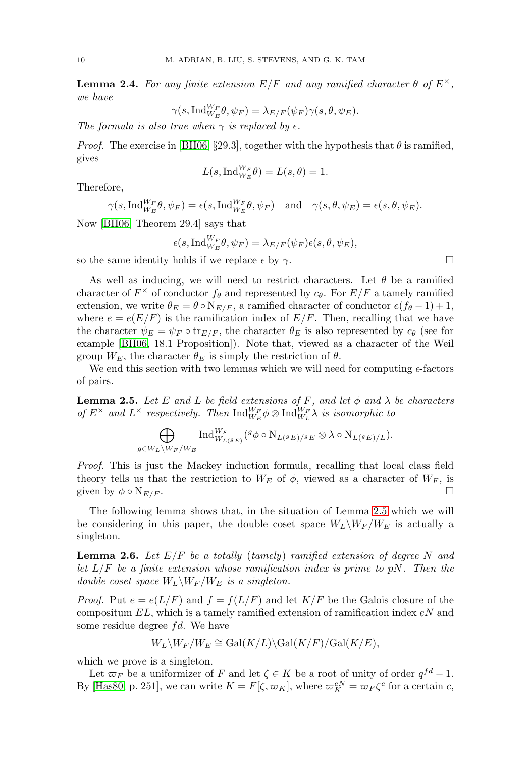**Lemma 2.4.** *For any finite extension $E/F$ and any ramified character $\theta$ of $E^\times$, we have*

$$\gamma(s, \mathrm{Ind}_{W_E}^{W_F}\theta, \psi_F) = \lambda_{E/F}(\psi_F)\gamma(s, \theta, \psi_E).$$

*The formula is also true when $\gamma$ is replaced by $\epsilon$.*

*Proof.* The exercise in [BH06, §29.3], together with the hypothesis that $\theta$ is ramified, gives

$$L(s, \mathrm{Ind}_{W_E}^{W_F}\theta) = L(s, \theta) = 1.$$

Therefore,

$$\gamma(s, \mathrm{Ind}_{W_E}^{W_F}\theta, \psi_F) = \epsilon(s, \mathrm{Ind}_{W_E}^{W_F}\theta, \psi_F) \quad \text{and} \quad \gamma(s, \theta, \psi_E) = \epsilon(s, \theta, \psi_E).$$

Now [BH06, Theorem 29.4] says that

$$\epsilon(s, \mathrm{Ind}_{W_E}^{W_F}\theta, \psi_F) = \lambda_{E/F}(\psi_F)\epsilon(s, \theta, \psi_E),$$

so the same identity holds if we replace $\epsilon$ by $\gamma$. $\square$

As well as inducing, we will need to restrict characters. Let $\theta$ be a ramified character of $F^\times$ of conductor $f_\theta$ and represented by $c_\theta$. For $E/F$ a tamely ramified extension, we write $\theta_E = \theta \circ \mathrm{N}_{E/F}$, a ramified character of conductor $e(f_\theta - 1) + 1$, where $e = e(E/F)$ is the ramification index of $E/F$. Then, recalling that we have the character $\psi_E = \psi_F \circ \mathrm{tr}_{E/F}$, the character $\theta_E$ is also represented by $c_\theta$ (see for example [BH06, 18.1 Proposition]). Note that, viewed as a character of the Weil group $W_E$, the character $\theta_E$ is simply the restriction of $\theta$.

We end this section with two lemmas which we will need for computing $\epsilon$-factors of pairs.

**Lemma 2.5.** *Let $E$ and $L$ be field extensions of $F$, and let $\phi$ and $\lambda$ be characters of $E^\times$ and $L^\times$ respectively. Then $\mathrm{Ind}_{W_E}^{W_F}\phi \otimes \mathrm{Ind}_{W_L}^{W_F}\lambda$ is isomorphic to*

$$\bigoplus_{g \in W_L\backslash W_F/W_E} \mathrm{Ind}_{W_{L({}^gE)}}^{W_F}({}^g\phi \circ \mathrm{N}_{L({}^gE)/{}^gE} \otimes \lambda \circ \mathrm{N}_{L({}^gE)/L}).$$

*Proof.* This is just the Mackey induction formula, recalling that local class field theory tells us that the restriction to $W_E$ of $\phi$, viewed as a character of $W_F$, is given by $\phi \circ \mathrm{N}_{E/F}$. $\square$

The following lemma shows that, in the situation of Lemma 2.5 which we will be considering in this paper, the double coset space $W_L\backslash W_F/W_E$ is actually a singleton.

**Lemma 2.6.** *Let $E/F$ be a totally (tamely) ramified extension of degree $N$ and let $L/F$ be a finite extension whose ramification index is prime to $pN$. Then the double coset space $W_L\backslash W_F/W_E$ is a singleton.*

*Proof.* Put $e = e(L/F)$ and $f = f(L/F)$ and let $K/F$ be the Galois closure of the compositum $EL$, which is a tamely ramified extension of ramification index $eN$ and some residue degree $fd$. We have

$$W_L\backslash W_F/W_E \cong \mathrm{Gal}(K/L)\backslash\mathrm{Gal}(K/F)/\mathrm{Gal}(K/E),$$

which we prove is a singleton.

Let $\varpi_F$ be a uniformizer of $F$ and let $\zeta \in K$ be a root of unity of order $q^{fd} - 1$. By [Has80, p. 251], we can write $K = F[\zeta, \varpi_K]$, where $\varpi_K^{eN} = \varpi_F\zeta^c$ for a certain $c$,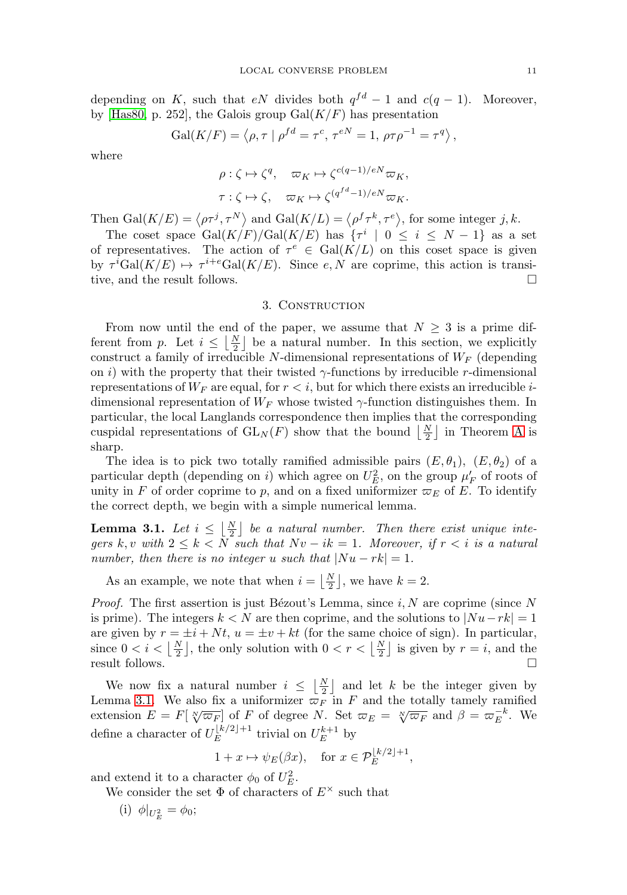depending on $K$, such that $eN$ divides both $q^{fd} - 1$ and $c(q-1)$. Moreover, by [Has80, p. 252], the Galois group $\mathrm{Gal}(K/F)$ has presentation

$$\mathrm{Gal}(K/F) = \left\langle \rho, \tau \mid \rho^{fd} = \tau^c,\, \tau^{eN} = 1,\, \rho\tau\rho^{-1} = \tau^q \right\rangle,$$

where

$$\rho : \zeta \mapsto \zeta^q, \quad \varpi_K \mapsto \zeta^{c(q-1)/eN}\varpi_K,$$
$$\tau : \zeta \mapsto \zeta, \quad \varpi_K \mapsto \zeta^{(q^{fd}-1)/eN}\varpi_K.$$

Then $\mathrm{Gal}(K/E) = \left\langle \rho\tau^j, \tau^N \right\rangle$ and $\mathrm{Gal}(K/L) = \left\langle \rho^f\tau^k, \tau^e \right\rangle$, for some integer $j, k$.

The coset space $\mathrm{Gal}(K/F)/\mathrm{Gal}(K/E)$ has $\{\tau^i \mid 0 \le i \le N-1\}$ as a set of representatives. The action of $\tau^e \in \mathrm{Gal}(K/L)$ on this coset space is given by $\tau^i\mathrm{Gal}(K/E) \mapsto \tau^{i+e}\mathrm{Gal}(K/E)$. Since $e, N$ are coprime, this action is transitive, and the result follows. $\square$

## 3. Construction

From now until the end of the paper, we assume that $N \ge 3$ is a prime different from $p$. Let $i \le \left\lfloor \frac{N}{2} \right\rfloor$ be a natural number. In this section, we explicitly construct a family of irreducible $N$-dimensional representations of $W_F$ (depending on $i$) with the property that their twisted $\gamma$-functions by irreducible $r$-dimensional representations of $W_F$ are equal, for $r < i$, but for which there exists an irreducible $i$-dimensional representation of $W_F$ whose twisted $\gamma$-function distinguishes them. In particular, the local Langlands correspondence then implies that the corresponding cuspidal representations of $\mathrm{GL}_N(F)$ show that the bound $\left\lfloor \frac{N}{2} \right\rfloor$ in Theorem A is sharp.

The idea is to pick two totally ramified admissible pairs $(E, \theta_1)$, $(E, \theta_2)$ of a particular depth (depending on $i$) which agree on $U_E^2$, on the group $\mu_F'$ of roots of unity in $F$ of order coprime to $p$, and on a fixed uniformizer $\varpi_E$ of $E$. To identify the correct depth, we begin with a simple numerical lemma.

**Lemma 3.1.** *Let $i \le \left\lfloor \frac{N}{2} \right\rfloor$ be a natural number. Then there exist unique integers $k, v$ with $2 \le k < N$ such that $Nv - ik = 1$. Moreover, if $r < i$ is a natural number, then there is no integer $u$ such that $|Nu - rk| = 1$.*

As an example, we note that when $i = \left\lfloor \frac{N}{2} \right\rfloor$, we have $k = 2$.

*Proof.* The first assertion is just Bézout's Lemma, since $i, N$ are coprime (since $N$ is prime). The integers $k < N$ are then coprime, and the solutions to $|Nu - rk| = 1$ are given by $r = \pm i + Nt$, $u = \pm v + kt$ (for the same choice of sign). In particular, since $0 < i < \left\lfloor \frac{N}{2} \right\rfloor$, the only solution with $0 < r < \left\lfloor \frac{N}{2} \right\rfloor$ is given by $r = i$, and the result follows. $\square$

We now fix a natural number $i \le \left\lfloor \frac{N}{2} \right\rfloor$ and let $k$ be the integer given by Lemma 3.1. We also fix a uniformizer $\varpi_F$ in $F$ and the totally tamely ramified extension $E = F[\sqrt[N]{\varpi_F}]$ of $F$ of degree $N$. Set $\varpi_E = \sqrt[N]{\varpi_F}$ and $\beta = \varpi_E^{-k}$. We define a character of $U_E^{\lfloor k/2 \rfloor + 1}$ trivial on $U_E^{k+1}$ by

$$1 + x \mapsto \psi_E(\beta x), \quad \text{for } x \in \mathcal{P}_E^{\lfloor k/2 \rfloor + 1},$$

and extend it to a character $\phi_0$ of $U_E^2$.

We consider the set $\Phi$ of characters of $E^\times$ such that

(i) $\phi|_{U_E^2} = \phi_0$;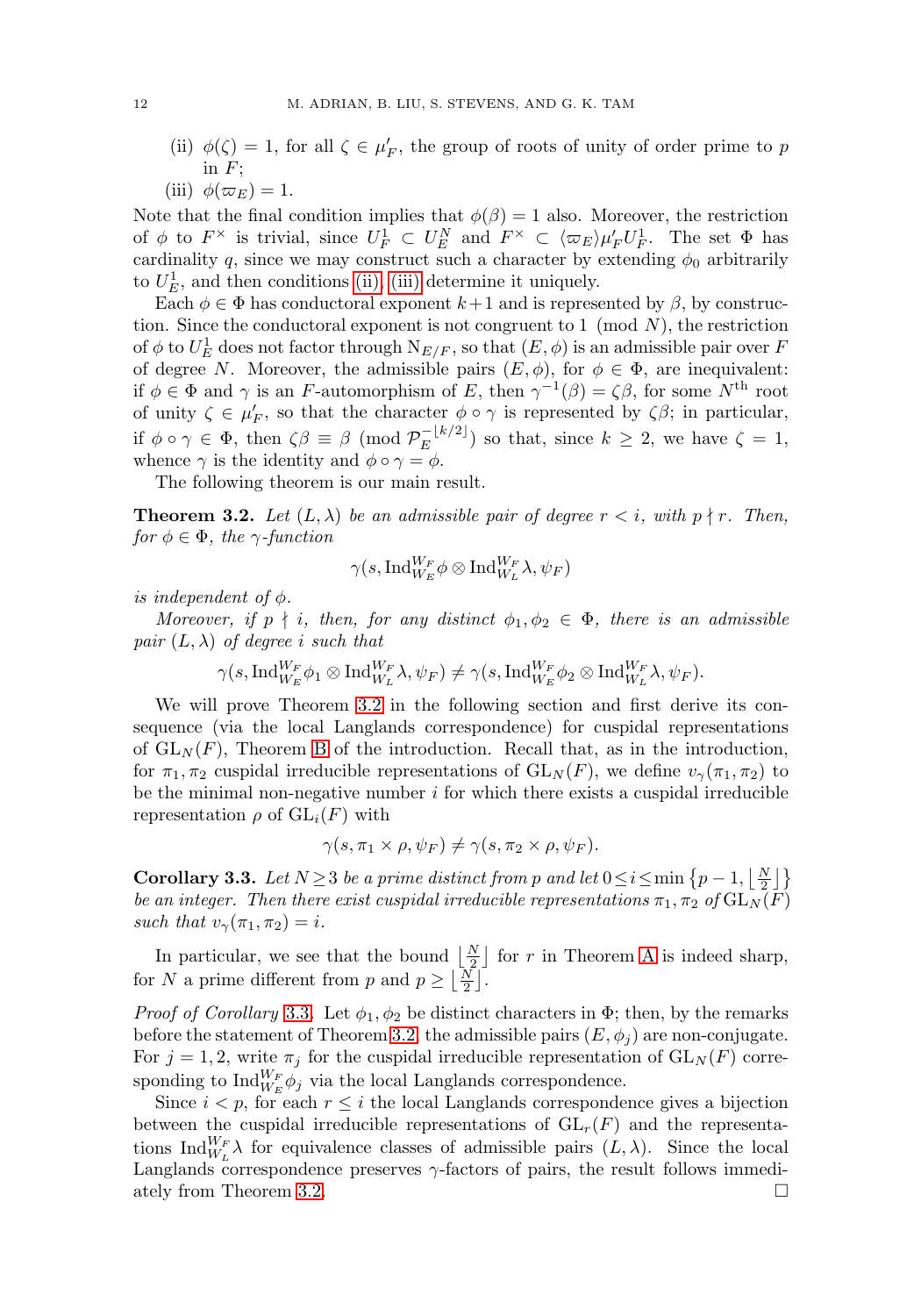(ii) $\phi(\zeta) = 1$, for all $\zeta \in \mu'_F$, the group of roots of unity of order prime to $p$ in $F$;

(iii) $\phi(\varpi_E) = 1$.

Note that the final condition implies that $\phi(\beta) = 1$ also. Moreover, the restriction of $\phi$ to $F^\times$ is trivial, since $U_F^1 \subset U_E^N$ and $F^\times \subset \langle \varpi_E \rangle \mu'_F U_F^1$. The set $\Phi$ has cardinality $q$, since we may construct such a character by extending $\phi_0$ arbitrarily to $U_E^1$, and then conditions (ii), (iii) determine it uniquely.

Each $\phi \in \Phi$ has conductoral exponent $k+1$ and is represented by $\beta$, by construction. Since the conductoral exponent is not congruent to $1 \pmod N$, the restriction of $\phi$ to $U_E^1$ does not factor through $\mathrm{N}_{E/F}$, so that $(E, \phi)$ is an admissible pair over $F$ of degree $N$. Moreover, the admissible pairs $(E, \phi)$, for $\phi \in \Phi$, are inequivalent: if $\phi \in \Phi$ and $\gamma$ is an $F$-automorphism of $E$, then $\gamma^{-1}(\beta) = \zeta\beta$, for some $N^{\text{th}}$ root of unity $\zeta \in \mu'_F$, so that the character $\phi \circ \gamma$ is represented by $\zeta\beta$; in particular, if $\phi \circ \gamma \in \Phi$, then $\zeta\beta \equiv \beta \pmod{\mathcal{P}_E^{-\lfloor k/2 \rfloor}}$ so that, since $k \geq 2$, we have $\zeta = 1$, whence $\gamma$ is the identity and $\phi \circ \gamma = \phi$.

The following theorem is our main result.

**Theorem 3.2.** *Let $(L, \lambda)$ be an admissible pair of degree $r < i$, with $p \nmid r$. Then, for $\phi \in \Phi$, the $\gamma$-function*

$$\gamma(s, \mathrm{Ind}_{W_E}^{W_F} \phi \otimes \mathrm{Ind}_{W_L}^{W_F} \lambda, \psi_F)$$

*is independent of $\phi$.*

*Moreover, if $p \nmid i$, then, for any distinct $\phi_1, \phi_2 \in \Phi$, there is an admissible pair $(L, \lambda)$ of degree $i$ such that*

$$\gamma(s, \mathrm{Ind}_{W_E}^{W_F} \phi_1 \otimes \mathrm{Ind}_{W_L}^{W_F} \lambda, \psi_F) \neq \gamma(s, \mathrm{Ind}_{W_E}^{W_F} \phi_2 \otimes \mathrm{Ind}_{W_L}^{W_F} \lambda, \psi_F).$$

We will prove Theorem 3.2 in the following section and first derive its consequence (via the local Langlands correspondence) for cuspidal representations of $\mathrm{GL}_N(F)$, Theorem B of the introduction. Recall that, as in the introduction, for $\pi_1, \pi_2$ cuspidal irreducible representations of $\mathrm{GL}_N(F)$, we define $v_\gamma(\pi_1, \pi_2)$ to be the minimal non-negative number $i$ for which there exists a cuspidal irreducible representation $\rho$ of $\mathrm{GL}_i(F)$ with

$$\gamma(s, \pi_1 \times \rho, \psi_F) \neq \gamma(s, \pi_2 \times \rho, \psi_F).$$

**Corollary 3.3.** *Let $N \geq 3$ be a prime distinct from $p$ and let $0 \leq i \leq \min\left\{p-1, \left\lfloor \frac{N}{2} \right\rfloor\right\}$ be an integer. Then there exist cuspidal irreducible representations $\pi_1, \pi_2$ of $\mathrm{GL}_N(F)$ such that $v_\gamma(\pi_1, \pi_2) = i$.*

In particular, we see that the bound $\left\lfloor \frac{N}{2} \right\rfloor$ for $r$ in Theorem A is indeed sharp, for $N$ a prime different from $p$ and $p \geq \left\lfloor \frac{N}{2} \right\rfloor$.

*Proof of Corollary 3.3.* Let $\phi_1, \phi_2$ be distinct characters in $\Phi$; then, by the remarks before the statement of Theorem 3.2, the admissible pairs $(E, \phi_j)$ are non-conjugate. For $j = 1, 2$, write $\pi_j$ for the cuspidal irreducible representation of $\mathrm{GL}_N(F)$ corresponding to $\mathrm{Ind}_{W_E}^{W_F} \phi_j$ via the local Langlands correspondence.

Since $i < p$, for each $r \leq i$ the local Langlands correspondence gives a bijection between the cuspidal irreducible representations of $\mathrm{GL}_r(F)$ and the representations $\mathrm{Ind}_{W_L}^{W_F} \lambda$ for equivalence classes of admissible pairs $(L, \lambda)$. Since the local Langlands correspondence preserves $\gamma$-factors of pairs, the result follows immediately from Theorem 3.2. $\square$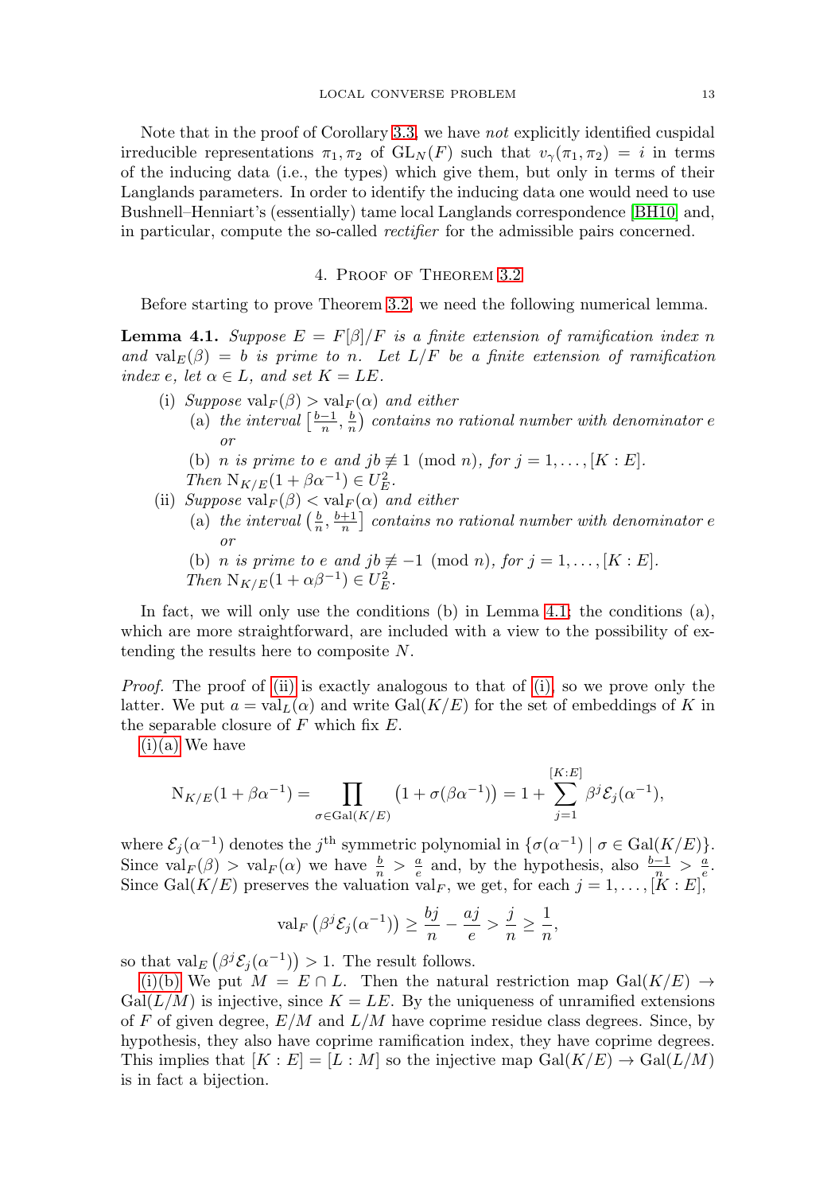Note that in the proof of Corollary 3.3, we have *not* explicitly identified cuspidal irreducible representations $\pi_1, \pi_2$ of $\mathrm{GL}_N(F)$ such that $v_\gamma(\pi_1, \pi_2) = i$ in terms of the inducing data (i.e., the types) which give them, but only in terms of their Langlands parameters. In order to identify the inducing data one would need to use Bushnell–Henniart's (essentially) tame local Langlands correspondence [BH10] and, in particular, compute the so-called *rectifier* for the admissible pairs concerned.

## 4. Proof of Theorem 3.2

Before starting to prove Theorem 3.2, we need the following numerical lemma.

**Lemma 4.1.** *Suppose $E = F[\beta]/F$ is a finite extension of ramification index $n$ and $\mathrm{val}_E(\beta) = b$ is prime to $n$. Let $L/F$ be a finite extension of ramification index $e$, let $\alpha \in L$, and set $K = LE$.*

- (i) *Suppose $\mathrm{val}_F(\beta) > \mathrm{val}_F(\alpha)$ and either*
  - (a) *the interval $\left[\frac{b-1}{n}, \frac{b}{n}\right)$ contains no rational number with denominator $e$ or*
  - (b) *$n$ is prime to $e$ and $jb \not\equiv 1 \pmod n$, for $j = 1, \ldots, [K : E]$.*

  *Then $\mathrm{N}_{K/E}(1 + \beta\alpha^{-1}) \in U_E^2$.*
- (ii) *Suppose $\mathrm{val}_F(\beta) < \mathrm{val}_F(\alpha)$ and either*
  - (a) *the interval $\left(\frac{b}{n}, \frac{b+1}{n}\right]$ contains no rational number with denominator $e$ or*
  - (b) *$n$ is prime to $e$ and $jb \not\equiv -1 \pmod n$, for $j = 1, \ldots, [K : E]$.*

  *Then $\mathrm{N}_{K/E}(1 + \alpha\beta^{-1}) \in U_E^2$.*

In fact, we will only use the conditions (b) in Lemma 4.1; the conditions (a), which are more straightforward, are included with a view to the possibility of extending the results here to composite $N$.

*Proof.* The proof of (ii) is exactly analogous to that of (i), so we prove only the latter. We put $a = \mathrm{val}_L(\alpha)$ and write $\mathrm{Gal}(K/E)$ for the set of embeddings of $K$ in the separable closure of $F$ which fix $E$.

(i)(a) We have

$$\mathrm{N}_{K/E}(1 + \beta\alpha^{-1}) = \prod_{\sigma \in \mathrm{Gal}(K/E)} \left(1 + \sigma(\beta\alpha^{-1})\right) = 1 + \sum_{j=1}^{[K:E]} \beta^j \mathcal{E}_j(\alpha^{-1}),$$

where $\mathcal{E}_j(\alpha^{-1})$ denotes the $j^{\text{th}}$ symmetric polynomial in $\{\sigma(\alpha^{-1}) \mid \sigma \in \mathrm{Gal}(K/E)\}$. Since $\mathrm{val}_F(\beta) > \mathrm{val}_F(\alpha)$ we have $\frac{b}{n} > \frac{a}{e}$ and, by the hypothesis, also $\frac{b-1}{n} > \frac{a}{e}$. Since $\mathrm{Gal}(K/E)$ preserves the valuation $\mathrm{val}_F$, we get, for each $j = 1, \ldots, [K : E]$,

$$\mathrm{val}_F\left(\beta^j \mathcal{E}_j(\alpha^{-1})\right) \geq \frac{bj}{n} - \frac{aj}{e} > \frac{j}{n} \geq \frac{1}{n},$$

so that $\mathrm{val}_E\left(\beta^j \mathcal{E}_j(\alpha^{-1})\right) > 1$. The result follows.

(i)(b) We put $M = E \cap L$. Then the natural restriction map $\mathrm{Gal}(K/E) \to \mathrm{Gal}(L/M)$ is injective, since $K = LE$. By the uniqueness of unramified extensions of $F$ of given degree, $E/M$ and $L/M$ have coprime residue class degrees. Since, by hypothesis, they also have coprime ramification index, they have coprime degrees. This implies that $[K : E] = [L : M]$ so the injective map $\mathrm{Gal}(K/E) \to \mathrm{Gal}(L/M)$ is in fact a bijection.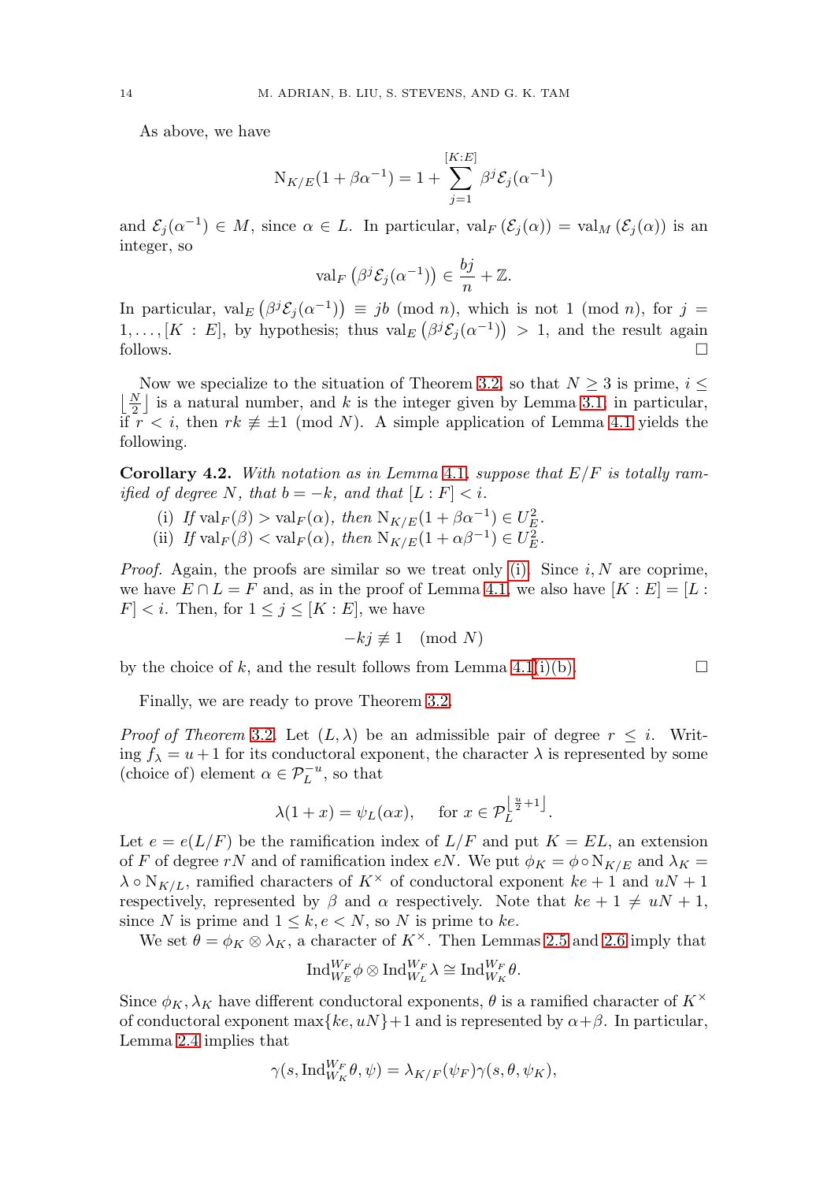As above, we have

$$\mathrm{N}_{K/E}(1+\beta\alpha^{-1}) = 1 + \sum_{j=1}^{[K:E]} \beta^j \mathcal{E}_j(\alpha^{-1})$$

and $\mathcal{E}_j(\alpha^{-1}) \in M$, since $\alpha \in L$. In particular, $\mathrm{val}_F(\mathcal{E}_j(\alpha)) = \mathrm{val}_M(\mathcal{E}_j(\alpha))$ is an integer, so

$$\mathrm{val}_F\left(\beta^j \mathcal{E}_j(\alpha^{-1})\right) \in \frac{bj}{n} + \mathbb{Z}.$$

In particular, $\mathrm{val}_E\left(\beta^j \mathcal{E}_j(\alpha^{-1})\right) \equiv jb \pmod{n}$, which is not $1 \pmod{n}$, for $j = 1, \ldots, [K:E]$, by hypothesis; thus $\mathrm{val}_E\left(\beta^j \mathcal{E}_j(\alpha^{-1})\right) > 1$, and the result again follows. $\square$

Now we specialize to the situation of Theorem 3.2, so that $N \geq 3$ is prime, $i \leq \left\lfloor \frac{N}{2} \right\rfloor$ is a natural number, and $k$ is the integer given by Lemma 3.1; in particular, if $r < i$, then $rk \not\equiv \pm 1 \pmod{N}$. A simple application of Lemma 4.1 yields the following.

**Corollary 4.2.** *With notation as in Lemma 4.1, suppose that $E/F$ is totally ramified of degree $N$, that $b = -k$, and that $[L:F] < i$.*

(i) *If $\mathrm{val}_F(\beta) > \mathrm{val}_F(\alpha)$, then $\mathrm{N}_{K/E}(1+\beta\alpha^{-1}) \in U_E^2$.*
(ii) *If $\mathrm{val}_F(\beta) < \mathrm{val}_F(\alpha)$, then $\mathrm{N}_{K/E}(1+\alpha\beta^{-1}) \in U_E^2$.*

*Proof.* Again, the proofs are similar so we treat only (i). Since $i, N$ are coprime, we have $E \cap L = F$ and, as in the proof of Lemma 4.1, we also have $[K:E] = [L:F] < i$. Then, for $1 \leq j \leq [K:E]$, we have

$$-kj \not\equiv 1 \pmod{N}$$

by the choice of $k$, and the result follows from Lemma 4.1(i)(b). $\square$

Finally, we are ready to prove Theorem 3.2.

*Proof of Theorem 3.2.* Let $(L, \lambda)$ be an admissible pair of degree $r \leq i$. Writing $f_\lambda = u+1$ for its conductoral exponent, the character $\lambda$ is represented by some (choice of) element $\alpha \in \mathcal{P}_L^{-u}$, so that

$$\lambda(1+x) = \psi_L(\alpha x), \quad \text{ for } x \in \mathcal{P}_L^{\left\lfloor \frac{u}{2}+1 \right\rfloor}.$$

Let $e = e(L/F)$ be the ramification index of $L/F$ and put $K = EL$, an extension of $F$ of degree $rN$ and of ramification index $eN$. We put $\phi_K = \phi \circ \mathrm{N}_{K/E}$ and $\lambda_K = \lambda \circ \mathrm{N}_{K/L}$, ramified characters of $K^\times$ of conductoral exponent $ke+1$ and $uN+1$ respectively, represented by $\beta$ and $\alpha$ respectively. Note that $ke+1 \neq uN+1$, since $N$ is prime and $1 \leq k, e < N$, so $N$ is prime to $ke$.

We set $\theta = \phi_K \otimes \lambda_K$, a character of $K^\times$. Then Lemmas 2.5 and 2.6 imply that

$$\mathrm{Ind}_{W_E}^{W_F} \phi \otimes \mathrm{Ind}_{W_L}^{W_F} \lambda \cong \mathrm{Ind}_{W_K}^{W_F} \theta.$$

Since $\phi_K, \lambda_K$ have different conductoral exponents, $\theta$ is a ramified character of $K^\times$ of conductoral exponent $\max\{ke, uN\}+1$ and is represented by $\alpha+\beta$. In particular, Lemma 2.4 implies that

$$\gamma(s, \mathrm{Ind}_{W_K}^{W_F} \theta, \psi) = \lambda_{K/F}(\psi_F) \gamma(s, \theta, \psi_K),$$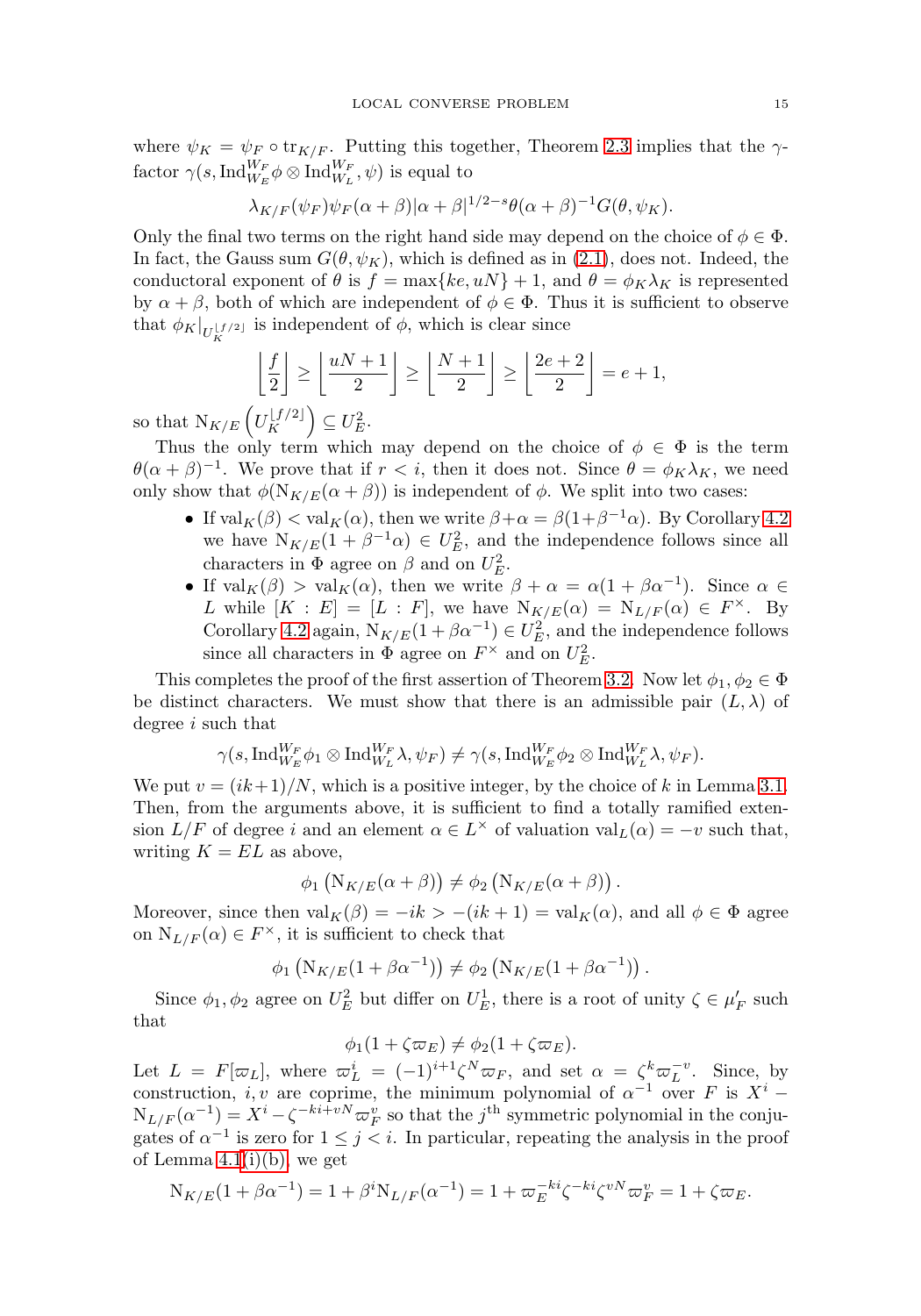where $\psi_K = \psi_F \circ \mathrm{tr}_{K/F}$. Putting this together, Theorem 2.3 implies that the $\gamma$-factor $\gamma(s, \mathrm{Ind}_{W_E}^{W_F}\phi \otimes \mathrm{Ind}_{W_L}^{W_F}, \psi)$ is equal to

$$\lambda_{K/F}(\psi_F)\psi_F(\alpha+\beta)|\alpha+\beta|^{1/2-s}\theta(\alpha+\beta)^{-1}G(\theta,\psi_K).$$

Only the final two terms on the right hand side may depend on the choice of $\phi \in \Phi$. In fact, the Gauss sum $G(\theta, \psi_K)$, which is defined as in (2.1), does not. Indeed, the conductoral exponent of $\theta$ is $f = \max\{ke, uN\} + 1$, and $\theta = \phi_K\lambda_K$ is represented by $\alpha + \beta$, both of which are independent of $\phi \in \Phi$. Thus it is sufficient to observe that $\phi_K|_{U_K^{\lfloor f/2 \rfloor}}$ is independent of $\phi$, which is clear since

$$\left\lfloor \frac{f}{2} \right\rfloor \geq \left\lfloor \frac{uN+1}{2} \right\rfloor \geq \left\lfloor \frac{N+1}{2} \right\rfloor \geq \left\lfloor \frac{2e+2}{2} \right\rfloor = e+1,$$

so that $\mathrm{N}_{K/E}\left(U_K^{\lfloor f/2 \rfloor}\right) \subseteq U_E^2$.

Thus the only term which may depend on the choice of $\phi \in \Phi$ is the term $\theta(\alpha+\beta)^{-1}$. We prove that if $r < i$, then it does not. Since $\theta = \phi_K\lambda_K$, we need only show that $\phi(\mathrm{N}_{K/E}(\alpha+\beta))$ is independent of $\phi$. We split into two cases:

- If $\mathrm{val}_K(\beta) < \mathrm{val}_K(\alpha)$, then we write $\beta+\alpha = \beta(1+\beta^{-1}\alpha)$. By Corollary 4.2 we have $\mathrm{N}_{K/E}(1+\beta^{-1}\alpha) \in U_E^2$, and the independence follows since all characters in $\Phi$ agree on $\beta$ and on $U_E^2$.
- If $\mathrm{val}_K(\beta) > \mathrm{val}_K(\alpha)$, then we write $\beta + \alpha = \alpha(1+\beta\alpha^{-1})$. Since $\alpha \in L$ while $[K:E] = [L:F]$, we have $\mathrm{N}_{K/E}(\alpha) = \mathrm{N}_{L/F}(\alpha) \in F^\times$. By Corollary 4.2 again, $\mathrm{N}_{K/E}(1+\beta\alpha^{-1}) \in U_E^2$, and the independence follows since all characters in $\Phi$ agree on $F^\times$ and on $U_E^2$.

This completes the proof of the first assertion of Theorem 3.2. Now let $\phi_1, \phi_2 \in \Phi$ be distinct characters. We must show that there is an admissible pair $(L, \lambda)$ of degree $i$ such that

$$\gamma(s, \mathrm{Ind}_{W_E}^{W_F}\phi_1 \otimes \mathrm{Ind}_{W_L}^{W_F}\lambda, \psi_F) \neq \gamma(s, \mathrm{Ind}_{W_E}^{W_F}\phi_2 \otimes \mathrm{Ind}_{W_L}^{W_F}\lambda, \psi_F).$$

We put $v = (ik+1)/N$, which is a positive integer, by the choice of $k$ in Lemma 3.1. Then, from the arguments above, it is sufficient to find a totally ramified extension $L/F$ of degree $i$ and an element $\alpha \in L^\times$ of valuation $\mathrm{val}_L(\alpha) = -v$ such that, writing $K = EL$ as above,

$$\phi_1\left(\mathrm{N}_{K/E}(\alpha+\beta)\right) \neq \phi_2\left(\mathrm{N}_{K/E}(\alpha+\beta)\right).$$

Moreover, since then $\mathrm{val}_K(\beta) = -ik > -(ik+1) = \mathrm{val}_K(\alpha)$, and all $\phi \in \Phi$ agree on $\mathrm{N}_{L/F}(\alpha) \in F^\times$, it is sufficient to check that

$$\phi_1\left(\mathrm{N}_{K/E}(1+\beta\alpha^{-1})\right) \neq \phi_2\left(\mathrm{N}_{K/E}(1+\beta\alpha^{-1})\right).$$

Since $\phi_1, \phi_2$ agree on $U_E^2$ but differ on $U_E^1$, there is a root of unity $\zeta \in \mu_F'$ such that

$$\phi_1(1+\zeta\varpi_E) \neq \phi_2(1+\zeta\varpi_E).$$

Let $L = F[\varpi_L]$, where $\varpi_L^i = (-1)^{i+1}\zeta^N\varpi_F$, and set $\alpha = \zeta^k\varpi_L^{-v}$. Since, by construction, $i, v$ are coprime, the minimum polynomial of $\alpha^{-1}$ over $F$ is $X^i - \mathrm{N}_{L/F}(\alpha^{-1}) = X^i - \zeta^{-ki+vN}\varpi_F^v$ so that the $j^{\text{th}}$ symmetric polynomial in the conjugates of $\alpha^{-1}$ is zero for $1 \leq j < i$. In particular, repeating the analysis in the proof of Lemma 4.1(i)(b), we get

$$\mathrm{N}_{K/E}(1+\beta\alpha^{-1}) = 1 + \beta^i\mathrm{N}_{L/F}(\alpha^{-1}) = 1 + \varpi_E^{-ki}\zeta^{-ki}\zeta^{vN}\varpi_F^v = 1 + \zeta\varpi_E.$$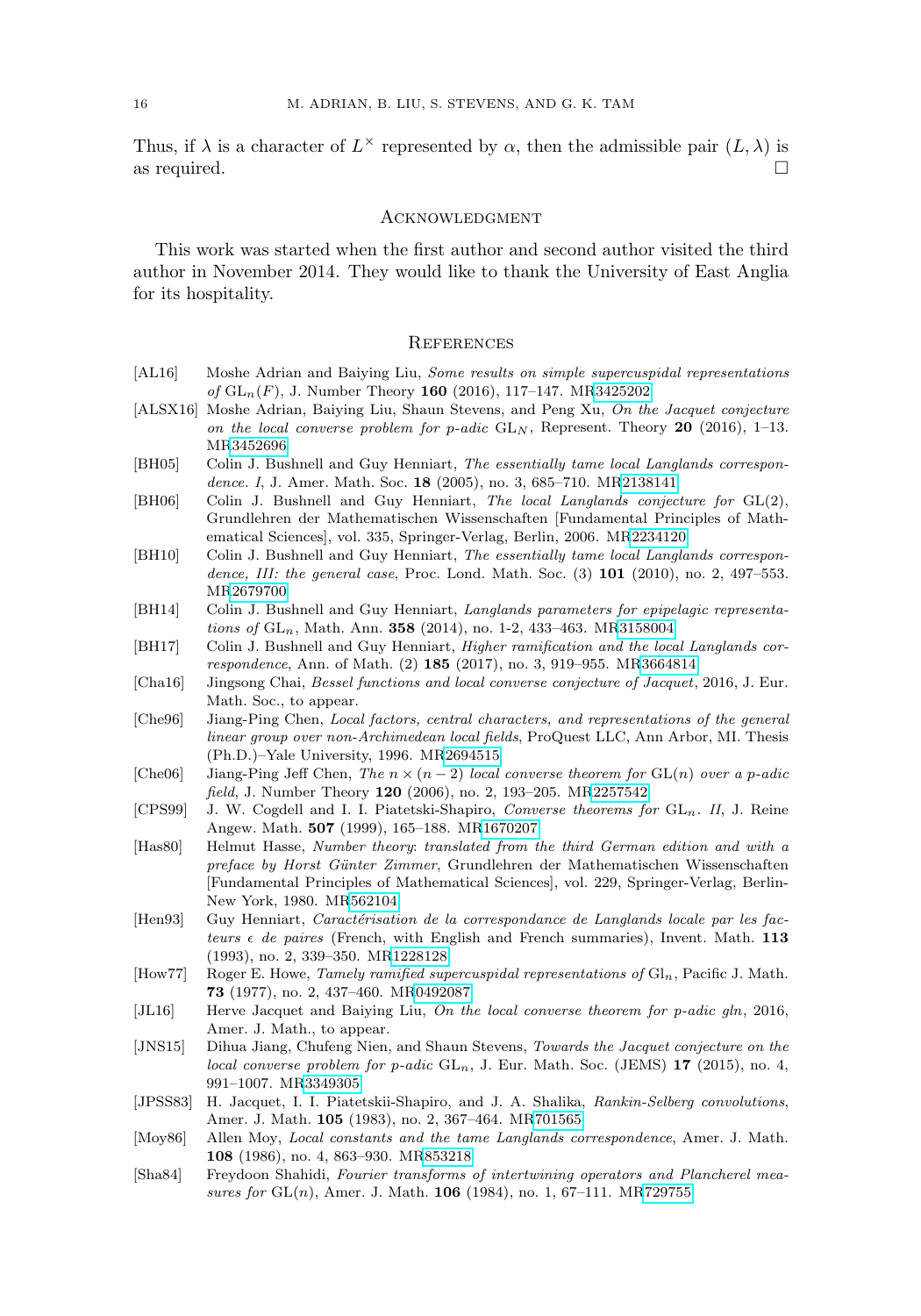Thus, if $\lambda$ is a character of $L^\times$ represented by $\alpha$, then the admissible pair $(L, \lambda)$ is as required. □

## Acknowledgment

This work was started when the first author and second author visited the third author in November 2014. They would like to thank the University of East Anglia for its hospitality.

## References

[AL16] Moshe Adrian and Baiying Liu, *Some results on simple supercuspidal representations of* $\mathrm{GL}_n(F)$, J. Number Theory **160** (2016), 117–147. MR3425202

[ALSX16] Moshe Adrian, Baiying Liu, Shaun Stevens, and Peng Xu, *On the Jacquet conjecture on the local converse problem for p-adic* $\mathrm{GL}_N$, Represent. Theory **20** (2016), 1–13. MR3452696

[BH05] Colin J. Bushnell and Guy Henniart, *The essentially tame local Langlands correspondence. I*, J. Amer. Math. Soc. **18** (2005), no. 3, 685–710. MR2138141

[BH06] Colin J. Bushnell and Guy Henniart, *The local Langlands conjecture for* GL(2), Grundlehren der Mathematischen Wissenschaften [Fundamental Principles of Mathematical Sciences], vol. 335, Springer-Verlag, Berlin, 2006. MR2234120

[BH10] Colin J. Bushnell and Guy Henniart, *The essentially tame local Langlands correspondence, III: the general case*, Proc. Lond. Math. Soc. (3) **101** (2010), no. 2, 497–553. MR2679700

[BH14] Colin J. Bushnell and Guy Henniart, *Langlands parameters for epipelagic representations of* $\mathrm{GL}_n$, Math. Ann. **358** (2014), no. 1-2, 433–463. MR3158004

[BH17] Colin J. Bushnell and Guy Henniart, *Higher ramification and the local Langlands correspondence*, Ann. of Math. (2) **185** (2017), no. 3, 919–955. MR3664814

[Cha16] Jingsong Chai, *Bessel functions and local converse conjecture of Jacquet*, 2016, J. Eur. Math. Soc., to appear.

[Che96] Jiang-Ping Chen, *Local factors, central characters, and representations of the general linear group over non-Archimedean local fields*, ProQuest LLC, Ann Arbor, MI. Thesis (Ph.D.)–Yale University, 1996. MR2694515

[Che06] Jiang-Ping Jeff Chen, *The* $n \times (n-2)$ *local converse theorem for* GL($n$) *over a p-adic field*, J. Number Theory **120** (2006), no. 2, 193–205. MR2257542

[CPS99] J. W. Cogdell and I. I. Piatetski-Shapiro, *Converse theorems for* $\mathrm{GL}_n$*. II*, J. Reine Angew. Math. **507** (1999), 165–188. MR1670207

[Has80] Helmut Hasse, *Number theory: translated from the third German edition and with a preface by Horst Günter Zimmer*, Grundlehren der Mathematischen Wissenschaften [Fundamental Principles of Mathematical Sciences], vol. 229, Springer-Verlag, Berlin-New York, 1980. MR562104

[Hen93] Guy Henniart, *Caractérisation de la correspondance de Langlands locale par les facteurs* $\epsilon$ *de paires* (French, with English and French summaries), Invent. Math. **113** (1993), no. 2, 339–350. MR1228128

[How77] Roger E. Howe, *Tamely ramified supercuspidal representations of* $\mathrm{Gl}_n$, Pacific J. Math. **73** (1977), no. 2, 437–460. MR0492087

[JL16] Herve Jacquet and Baiying Liu, *On the local converse theorem for p-adic gln*, 2016, Amer. J. Math., to appear.

[JNS15] Dihua Jiang, Chufeng Nien, and Shaun Stevens, *Towards the Jacquet conjecture on the local converse problem for p-adic* $\mathrm{GL}_n$, J. Eur. Math. Soc. (JEMS) **17** (2015), no. 4, 991–1007. MR3349305

[JPSS83] H. Jacquet, I. I. Piatetskii-Shapiro, and J. A. Shalika, *Rankin-Selberg convolutions*, Amer. J. Math. **105** (1983), no. 2, 367–464. MR701565

[Moy86] Allen Moy, *Local constants and the tame Langlands correspondence*, Amer. J. Math. **108** (1986), no. 4, 863–930. MR853218

[Sha84] Freydoon Shahidi, *Fourier transforms of intertwining operators and Plancherel measures for* GL($n$), Amer. J. Math. **106** (1984), no. 1, 67–111. MR729755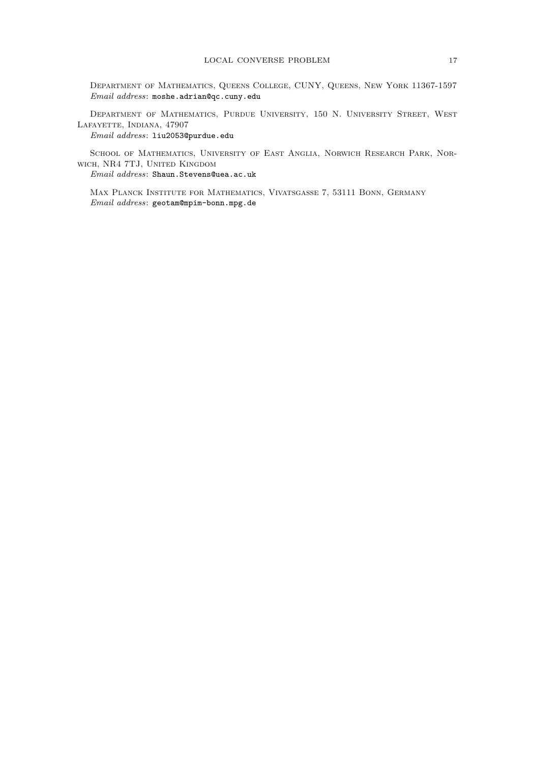Department of Mathematics, Queens College, CUNY, Queens, New York 11367-1597
*Email address*: moshe.adrian@qc.cuny.edu

Department of Mathematics, Purdue University, 150 N. University Street, West Lafayette, Indiana, 47907
*Email address*: liu2053@purdue.edu

School of Mathematics, University of East Anglia, Norwich Research Park, Norwich, NR4 7TJ, United Kingdom
*Email address*: Shaun.Stevens@uea.ac.uk

Max Planck Institute for Mathematics, Vivatsgasse 7, 53111 Bonn, Germany
*Email address*: geotam@mpim-bonn.mpg.de